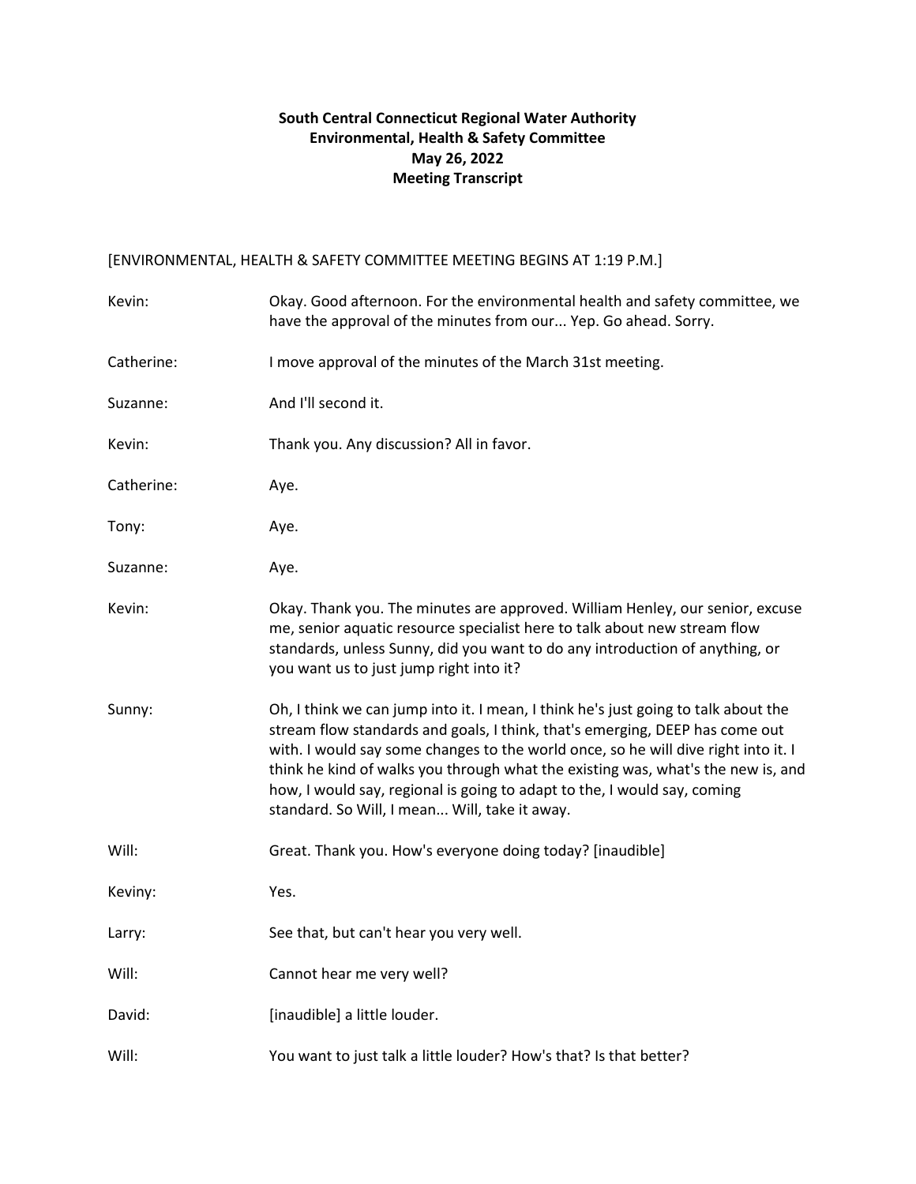**South Central Connecticut Regional Water Authority**
**Environmental, Health & Safety Committee**
**May 26, 2022**
**Meeting Transcript**

[ENVIRONMENTAL, HEALTH & SAFETY COMMITTEE MEETING BEGINS AT 1:19 P.M.]

Kevin: Okay. Good afternoon. For the environmental health and safety committee, we have the approval of the minutes from our... Yep. Go ahead. Sorry.

Catherine: I move approval of the minutes of the March 31st meeting.

Suzanne: And I'll second it.

Kevin: Thank you. Any discussion? All in favor.

Catherine: Aye.

Tony: Aye.

Suzanne: Aye.

Kevin: Okay. Thank you. The minutes are approved. William Henley, our senior, excuse me, senior aquatic resource specialist here to talk about new stream flow standards, unless Sunny, did you want to do any introduction of anything, or you want us to just jump right into it?

Sunny: Oh, I think we can jump into it. I mean, I think he's just going to talk about the stream flow standards and goals, I think, that's emerging, DEEP has come out with. I would say some changes to the world once, so he will dive right into it. I think he kind of walks you through what the existing was, what's the new is, and how, I would say, regional is going to adapt to the, I would say, coming standard. So Will, I mean... Will, take it away.

Will: Great. Thank you. How's everyone doing today? [inaudible]

Keviny: Yes.

Larry: See that, but can't hear you very well.

Will: Cannot hear me very well?

David: [inaudible] a little louder.

Will: You want to just talk a little louder? How's that? Is that better?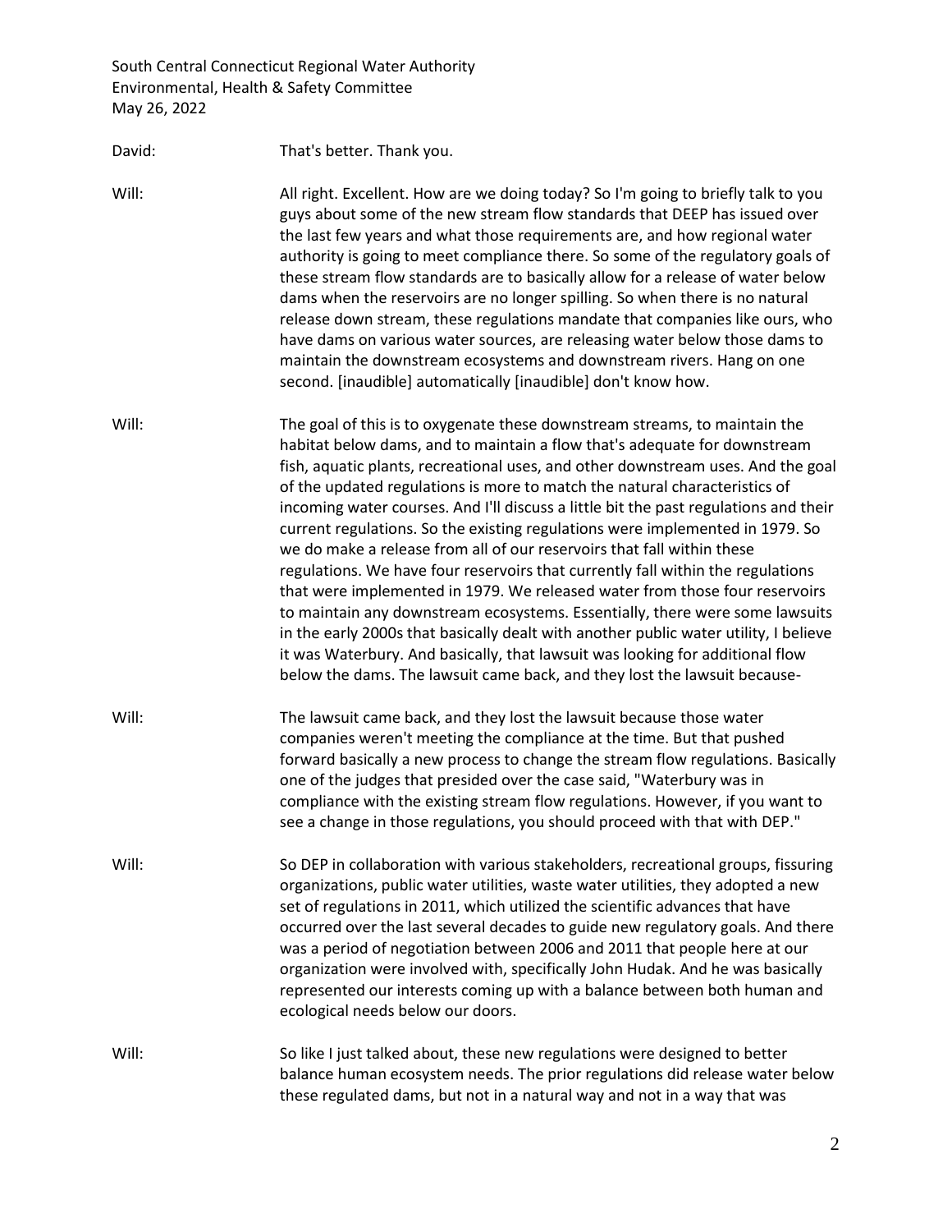David: That's better. Thank you.

Will: All right. Excellent. How are we doing today? So I'm going to briefly talk to you guys about some of the new stream flow standards that DEEP has issued over the last few years and what those requirements are, and how regional water authority is going to meet compliance there. So some of the regulatory goals of these stream flow standards are to basically allow for a release of water below dams when the reservoirs are no longer spilling. So when there is no natural release down stream, these regulations mandate that companies like ours, who have dams on various water sources, are releasing water below those dams to maintain the downstream ecosystems and downstream rivers. Hang on one second. [inaudible] automatically [inaudible] don't know how.

Will: The goal of this is to oxygenate these downstream streams, to maintain the habitat below dams, and to maintain a flow that's adequate for downstream fish, aquatic plants, recreational uses, and other downstream uses. And the goal of the updated regulations is more to match the natural characteristics of incoming water courses. And I'll discuss a little bit the past regulations and their current regulations. So the existing regulations were implemented in 1979. So we do make a release from all of our reservoirs that fall within these regulations. We have four reservoirs that currently fall within the regulations that were implemented in 1979. We released water from those four reservoirs to maintain any downstream ecosystems. Essentially, there were some lawsuits in the early 2000s that basically dealt with another public water utility, I believe it was Waterbury. And basically, that lawsuit was looking for additional flow below the dams. The lawsuit came back, and they lost the lawsuit because-

Will: The lawsuit came back, and they lost the lawsuit because those water companies weren't meeting the compliance at the time. But that pushed forward basically a new process to change the stream flow regulations. Basically one of the judges that presided over the case said, "Waterbury was in compliance with the existing stream flow regulations. However, if you want to see a change in those regulations, you should proceed with that with DEP."

Will: So DEP in collaboration with various stakeholders, recreational groups, fissuring organizations, public water utilities, waste water utilities, they adopted a new set of regulations in 2011, which utilized the scientific advances that have occurred over the last several decades to guide new regulatory goals. And there was a period of negotiation between 2006 and 2011 that people here at our organization were involved with, specifically John Hudak. And he was basically represented our interests coming up with a balance between both human and ecological needs below our doors.

Will: So like I just talked about, these new regulations were designed to better balance human ecosystem needs. The prior regulations did release water below these regulated dams, but not in a natural way and not in a way that was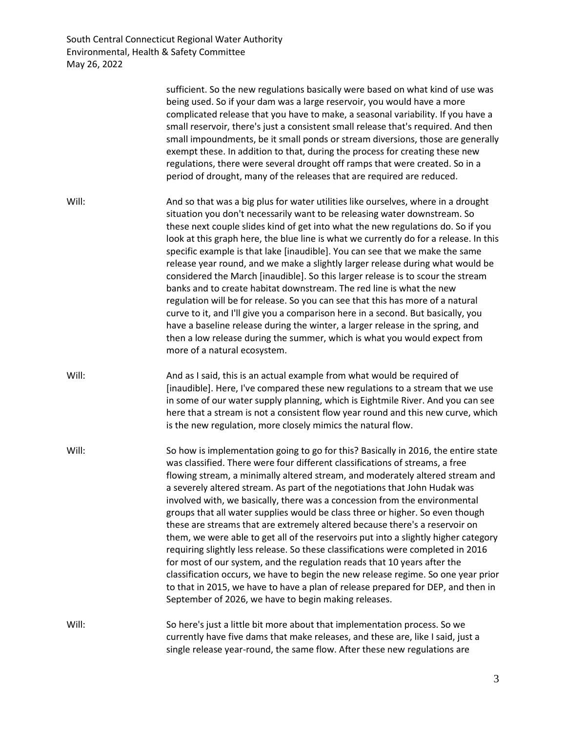sufficient. So the new regulations basically were based on what kind of use was being used. So if your dam was a large reservoir, you would have a more complicated release that you have to make, a seasonal variability. If you have a small reservoir, there's just a consistent small release that's required. And then small impoundments, be it small ponds or stream diversions, those are generally exempt these. In addition to that, during the process for creating these new regulations, there were several drought off ramps that were created. So in a period of drought, many of the releases that are required are reduced.

Will: And so that was a big plus for water utilities like ourselves, where in a drought situation you don't necessarily want to be releasing water downstream. So these next couple slides kind of get into what the new regulations do. So if you look at this graph here, the blue line is what we currently do for a release. In this specific example is that lake [inaudible]. You can see that we make the same release year round, and we make a slightly larger release during what would be considered the March [inaudible]. So this larger release is to scour the stream banks and to create habitat downstream. The red line is what the new regulation will be for release. So you can see that this has more of a natural curve to it, and I'll give you a comparison here in a second. But basically, you have a baseline release during the winter, a larger release in the spring, and then a low release during the summer, which is what you would expect from more of a natural ecosystem.

Will: And as I said, this is an actual example from what would be required of [inaudible]. Here, I've compared these new regulations to a stream that we use in some of our water supply planning, which is Eightmile River. And you can see here that a stream is not a consistent flow year round and this new curve, which is the new regulation, more closely mimics the natural flow.

Will: So how is implementation going to go for this? Basically in 2016, the entire state was classified. There were four different classifications of streams, a free flowing stream, a minimally altered stream, and moderately altered stream and a severely altered stream. As part of the negotiations that John Hudak was involved with, we basically, there was a concession from the environmental groups that all water supplies would be class three or higher. So even though these are streams that are extremely altered because there's a reservoir on them, we were able to get all of the reservoirs put into a slightly higher category requiring slightly less release. So these classifications were completed in 2016 for most of our system, and the regulation reads that 10 years after the classification occurs, we have to begin the new release regime. So one year prior to that in 2015, we have to have a plan of release prepared for DEP, and then in September of 2026, we have to begin making releases.

Will: So here's just a little bit more about that implementation process. So we currently have five dams that make releases, and these are, like I said, just a single release year-round, the same flow. After these new regulations are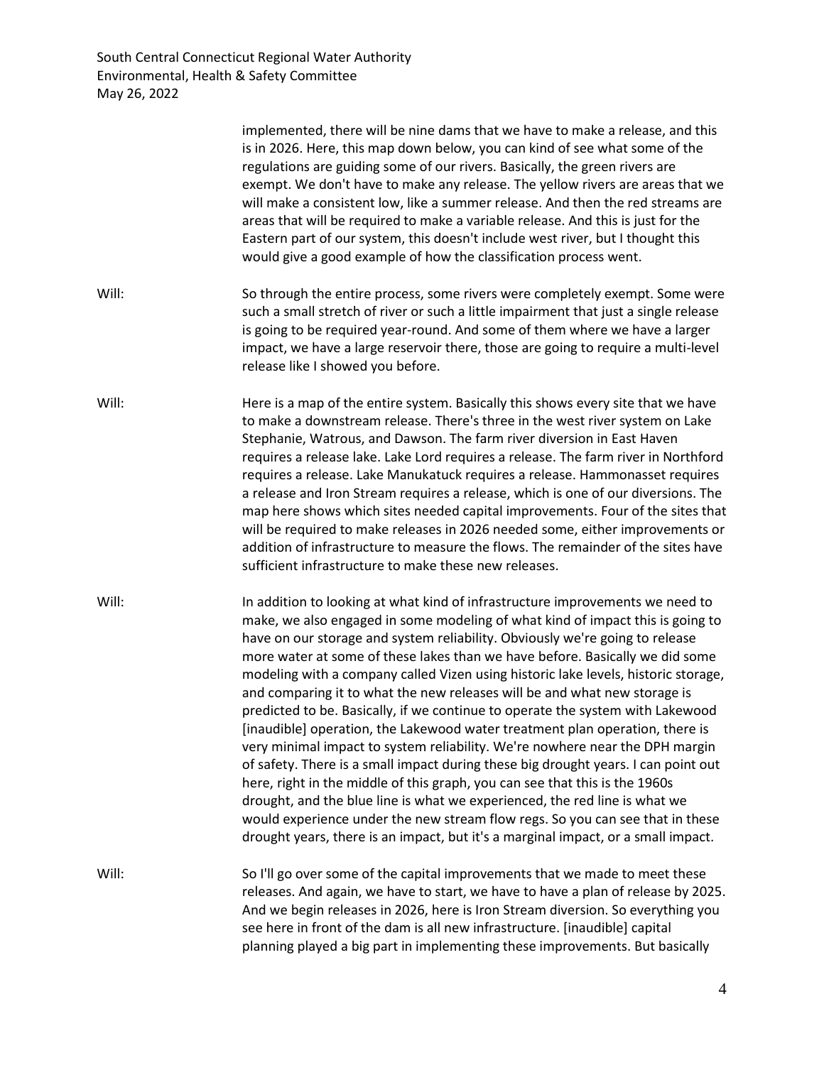implemented, there will be nine dams that we have to make a release, and this is in 2026. Here, this map down below, you can kind of see what some of the regulations are guiding some of our rivers. Basically, the green rivers are exempt. We don't have to make any release. The yellow rivers are areas that we will make a consistent low, like a summer release. And then the red streams are areas that will be required to make a variable release. And this is just for the Eastern part of our system, this doesn't include west river, but I thought this would give a good example of how the classification process went.

Will: So through the entire process, some rivers were completely exempt. Some were such a small stretch of river or such a little impairment that just a single release is going to be required year-round. And some of them where we have a larger impact, we have a large reservoir there, those are going to require a multi-level release like I showed you before.

Will: Here is a map of the entire system. Basically this shows every site that we have to make a downstream release. There's three in the west river system on Lake Stephanie, Watrous, and Dawson. The farm river diversion in East Haven requires a release lake. Lake Lord requires a release. The farm river in Northford requires a release. Lake Manukatuck requires a release. Hammonasset requires a release and Iron Stream requires a release, which is one of our diversions. The map here shows which sites needed capital improvements. Four of the sites that will be required to make releases in 2026 needed some, either improvements or addition of infrastructure to measure the flows. The remainder of the sites have sufficient infrastructure to make these new releases.

Will: In addition to looking at what kind of infrastructure improvements we need to make, we also engaged in some modeling of what kind of impact this is going to have on our storage and system reliability. Obviously we're going to release more water at some of these lakes than we have before. Basically we did some modeling with a company called Vizen using historic lake levels, historic storage, and comparing it to what the new releases will be and what new storage is predicted to be. Basically, if we continue to operate the system with Lakewood [inaudible] operation, the Lakewood water treatment plan operation, there is very minimal impact to system reliability. We're nowhere near the DPH margin of safety. There is a small impact during these big drought years. I can point out here, right in the middle of this graph, you can see that this is the 1960s drought, and the blue line is what we experienced, the red line is what we would experience under the new stream flow regs. So you can see that in these drought years, there is an impact, but it's a marginal impact, or a small impact.

Will: So I'll go over some of the capital improvements that we made to meet these releases. And again, we have to start, we have to have a plan of release by 2025. And we begin releases in 2026, here is Iron Stream diversion. So everything you see here in front of the dam is all new infrastructure. [inaudible] capital planning played a big part in implementing these improvements. But basically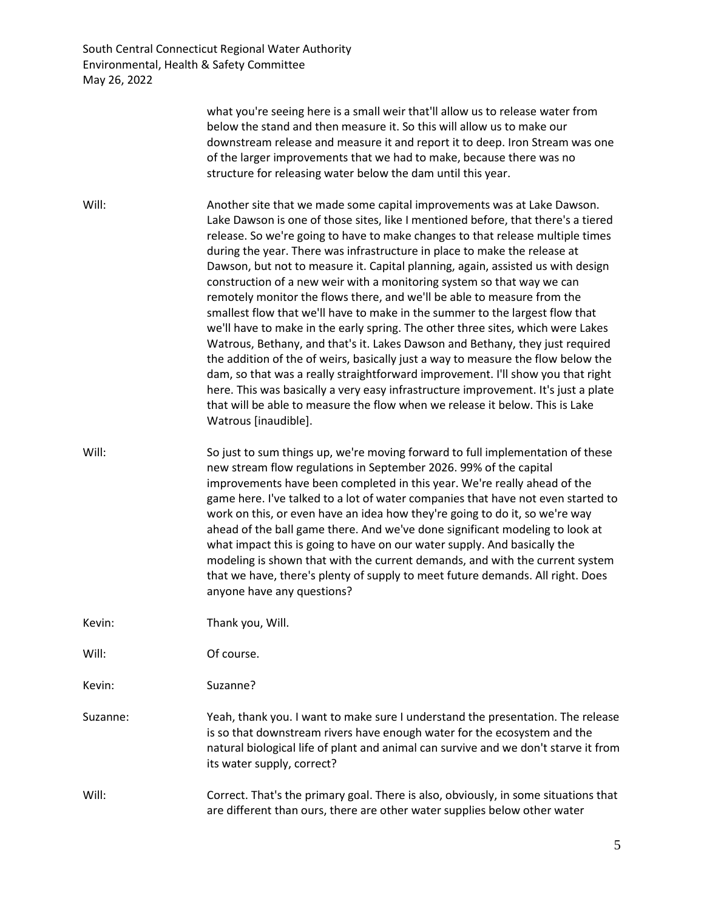what you're seeing here is a small weir that'll allow us to release water from below the stand and then measure it. So this will allow us to make our downstream release and measure it and report it to deep. Iron Stream was one of the larger improvements that we had to make, because there was no structure for releasing water below the dam until this year.

Will: Another site that we made some capital improvements was at Lake Dawson. Lake Dawson is one of those sites, like I mentioned before, that there's a tiered release. So we're going to have to make changes to that release multiple times during the year. There was infrastructure in place to make the release at Dawson, but not to measure it. Capital planning, again, assisted us with design construction of a new weir with a monitoring system so that way we can remotely monitor the flows there, and we'll be able to measure from the smallest flow that we'll have to make in the summer to the largest flow that we'll have to make in the early spring. The other three sites, which were Lakes Watrous, Bethany, and that's it. Lakes Dawson and Bethany, they just required the addition of the of weirs, basically just a way to measure the flow below the dam, so that was a really straightforward improvement. I'll show you that right here. This was basically a very easy infrastructure improvement. It's just a plate that will be able to measure the flow when we release it below. This is Lake Watrous [inaudible].

Will: So just to sum things up, we're moving forward to full implementation of these new stream flow regulations in September 2026. 99% of the capital improvements have been completed in this year. We're really ahead of the game here. I've talked to a lot of water companies that have not even started to work on this, or even have an idea how they're going to do it, so we're way ahead of the ball game there. And we've done significant modeling to look at what impact this is going to have on our water supply. And basically the modeling is shown that with the current demands, and with the current system that we have, there's plenty of supply to meet future demands. All right. Does anyone have any questions?

Kevin: Thank you, Will.

Will: Of course.

Kevin: Suzanne?

Suzanne: Yeah, thank you. I want to make sure I understand the presentation. The release is so that downstream rivers have enough water for the ecosystem and the natural biological life of plant and animal can survive and we don't starve it from its water supply, correct?

Will: Correct. That's the primary goal. There is also, obviously, in some situations that are different than ours, there are other water supplies below other water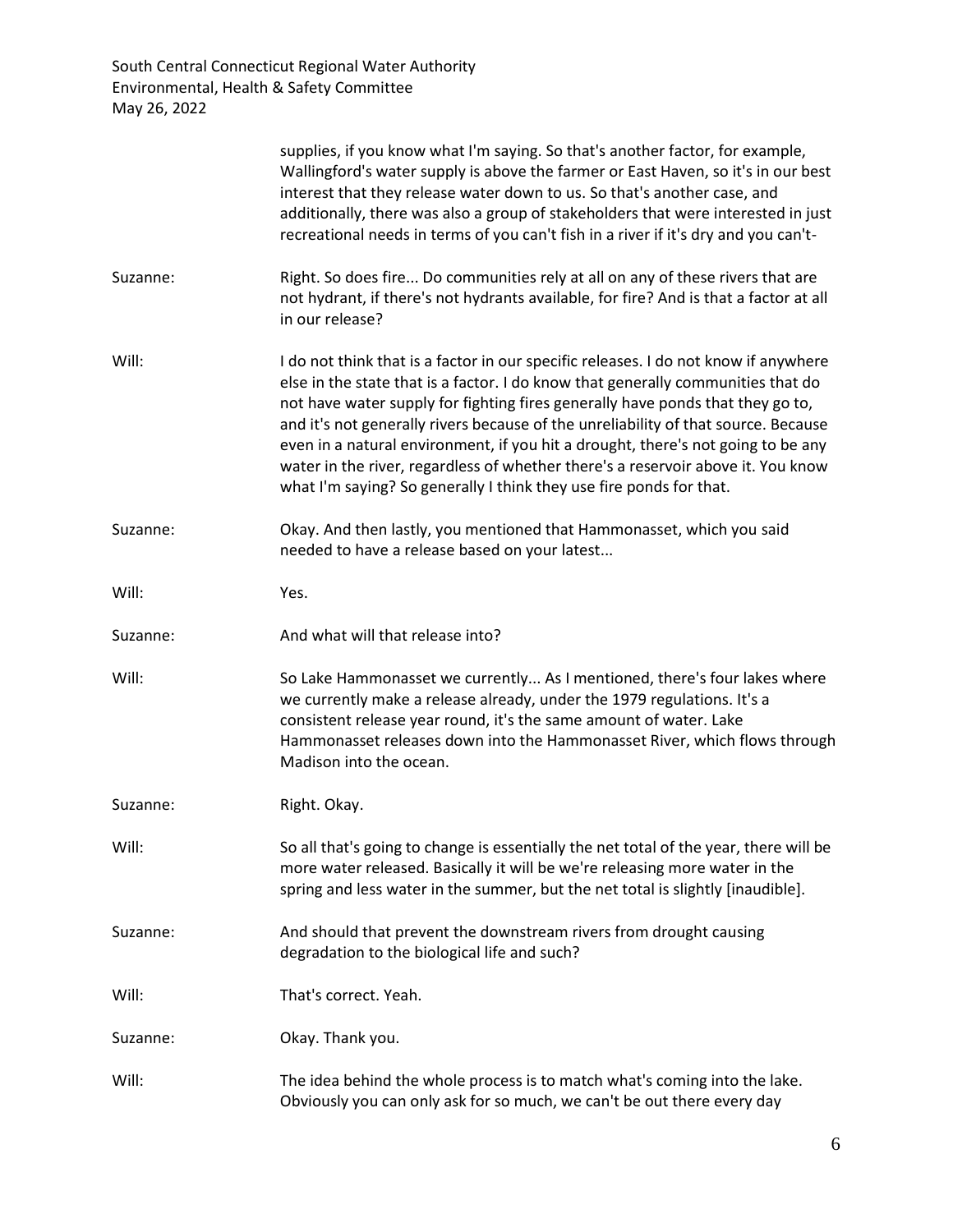supplies, if you know what I'm saying. So that's another factor, for example, Wallingford's water supply is above the farmer or East Haven, so it's in our best interest that they release water down to us. So that's another case, and additionally, there was also a group of stakeholders that were interested in just recreational needs in terms of you can't fish in a river if it's dry and you can't-

Suzanne: Right. So does fire... Do communities rely at all on any of these rivers that are not hydrant, if there's not hydrants available, for fire? And is that a factor at all in our release?

Will: I do not think that is a factor in our specific releases. I do not know if anywhere else in the state that is a factor. I do know that generally communities that do not have water supply for fighting fires generally have ponds that they go to, and it's not generally rivers because of the unreliability of that source. Because even in a natural environment, if you hit a drought, there's not going to be any water in the river, regardless of whether there's a reservoir above it. You know what I'm saying? So generally I think they use fire ponds for that.

Suzanne: Okay. And then lastly, you mentioned that Hammonasset, which you said needed to have a release based on your latest...

Will: Yes.

Suzanne: And what will that release into?

Will: So Lake Hammonasset we currently... As I mentioned, there's four lakes where we currently make a release already, under the 1979 regulations. It's a consistent release year round, it's the same amount of water. Lake Hammonasset releases down into the Hammonasset River, which flows through Madison into the ocean.

Suzanne: Right. Okay.

Will: So all that's going to change is essentially the net total of the year, there will be more water released. Basically it will be we're releasing more water in the spring and less water in the summer, but the net total is slightly [inaudible].

Suzanne: And should that prevent the downstream rivers from drought causing degradation to the biological life and such?

Will: That's correct. Yeah.

Suzanne: Okay. Thank you.

Will: The idea behind the whole process is to match what's coming into the lake. Obviously you can only ask for so much, we can't be out there every day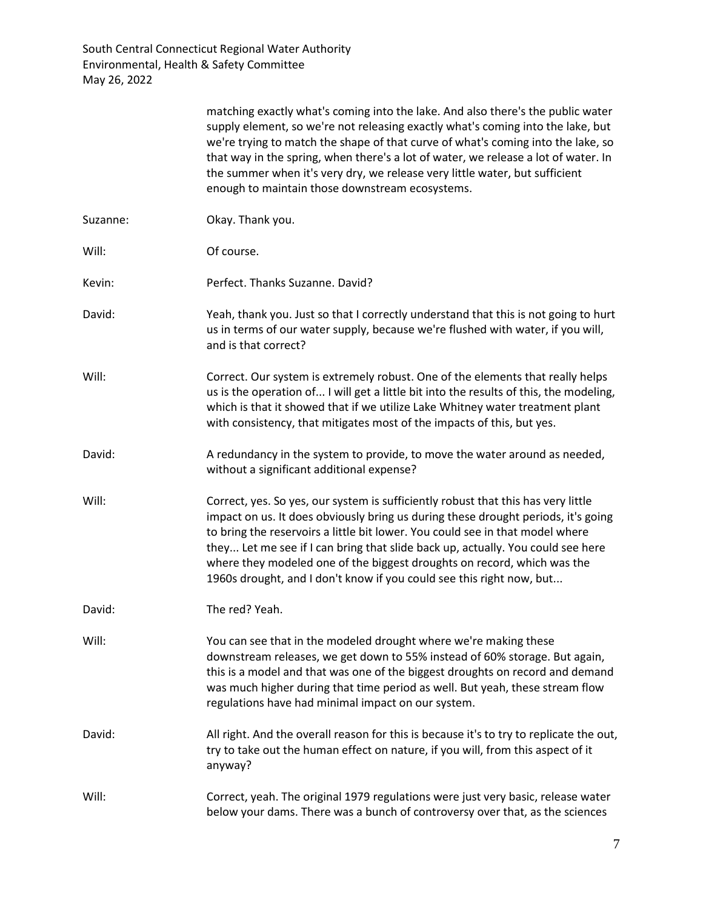matching exactly what's coming into the lake. And also there's the public water supply element, so we're not releasing exactly what's coming into the lake, but we're trying to match the shape of that curve of what's coming into the lake, so that way in the spring, when there's a lot of water, we release a lot of water. In the summer when it's very dry, we release very little water, but sufficient enough to maintain those downstream ecosystems.

Suzanne: Okay. Thank you.

Will: Of course.

Kevin: Perfect. Thanks Suzanne. David?

David: Yeah, thank you. Just so that I correctly understand that this is not going to hurt us in terms of our water supply, because we're flushed with water, if you will, and is that correct?

Will: Correct. Our system is extremely robust. One of the elements that really helps us is the operation of... I will get a little bit into the results of this, the modeling, which is that it showed that if we utilize Lake Whitney water treatment plant with consistency, that mitigates most of the impacts of this, but yes.

David: A redundancy in the system to provide, to move the water around as needed, without a significant additional expense?

Will: Correct, yes. So yes, our system is sufficiently robust that this has very little impact on us. It does obviously bring us during these drought periods, it's going to bring the reservoirs a little bit lower. You could see in that model where they... Let me see if I can bring that slide back up, actually. You could see here where they modeled one of the biggest droughts on record, which was the 1960s drought, and I don't know if you could see this right now, but...

David: The red? Yeah.

Will: You can see that in the modeled drought where we're making these downstream releases, we get down to 55% instead of 60% storage. But again, this is a model and that was one of the biggest droughts on record and demand was much higher during that time period as well. But yeah, these stream flow regulations have had minimal impact on our system.

David: All right. And the overall reason for this is because it's to try to replicate the out, try to take out the human effect on nature, if you will, from this aspect of it anyway?

Will: Correct, yeah. The original 1979 regulations were just very basic, release water below your dams. There was a bunch of controversy over that, as the sciences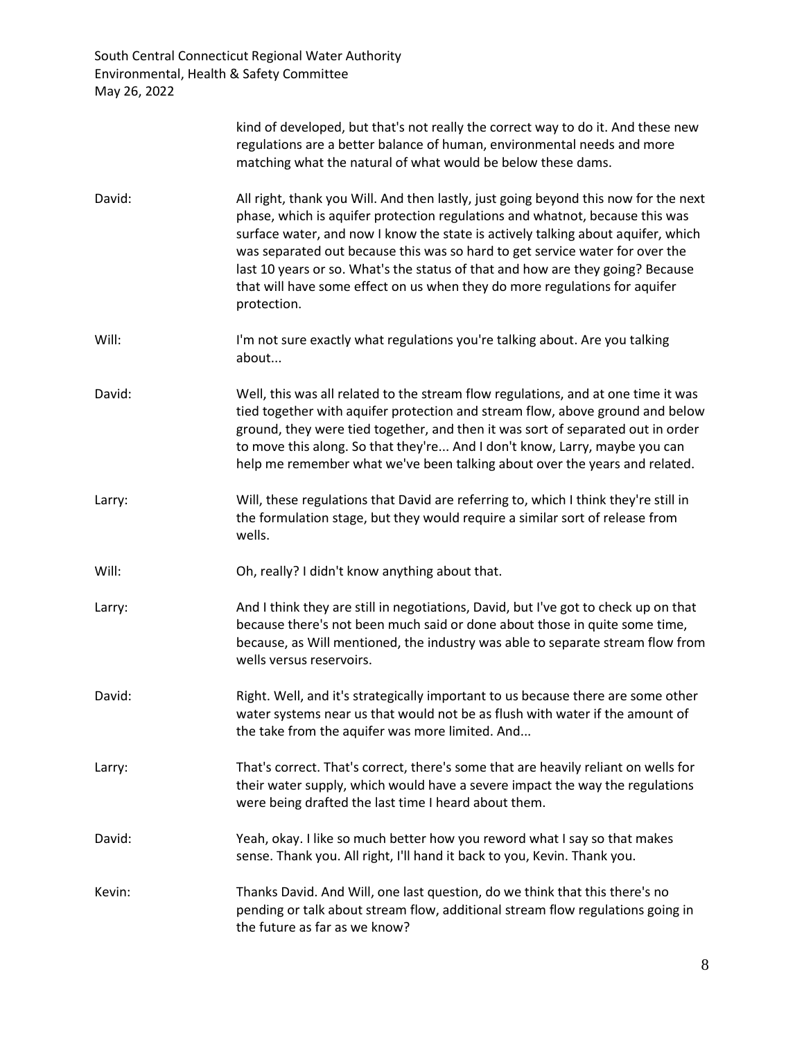kind of developed, but that's not really the correct way to do it. And these new regulations are a better balance of human, environmental needs and more matching what the natural of what would be below these dams.

David: All right, thank you Will. And then lastly, just going beyond this now for the next phase, which is aquifer protection regulations and whatnot, because this was surface water, and now I know the state is actively talking about aquifer, which was separated out because this was so hard to get service water for over the last 10 years or so. What's the status of that and how are they going? Because that will have some effect on us when they do more regulations for aquifer protection.

Will: I'm not sure exactly what regulations you're talking about. Are you talking about...

David: Well, this was all related to the stream flow regulations, and at one time it was tied together with aquifer protection and stream flow, above ground and below ground, they were tied together, and then it was sort of separated out in order to move this along. So that they're... And I don't know, Larry, maybe you can help me remember what we've been talking about over the years and related.

Larry: Will, these regulations that David are referring to, which I think they're still in the formulation stage, but they would require a similar sort of release from wells.

Will: Oh, really? I didn't know anything about that.

Larry: And I think they are still in negotiations, David, but I've got to check up on that because there's not been much said or done about those in quite some time, because, as Will mentioned, the industry was able to separate stream flow from wells versus reservoirs.

David: Right. Well, and it's strategically important to us because there are some other water systems near us that would not be as flush with water if the amount of the take from the aquifer was more limited. And...

Larry: That's correct. That's correct, there's some that are heavily reliant on wells for their water supply, which would have a severe impact the way the regulations were being drafted the last time I heard about them.

David: Yeah, okay. I like so much better how you reword what I say so that makes sense. Thank you. All right, I'll hand it back to you, Kevin. Thank you.

Kevin: Thanks David. And Will, one last question, do we think that this there's no pending or talk about stream flow, additional stream flow regulations going in the future as far as we know?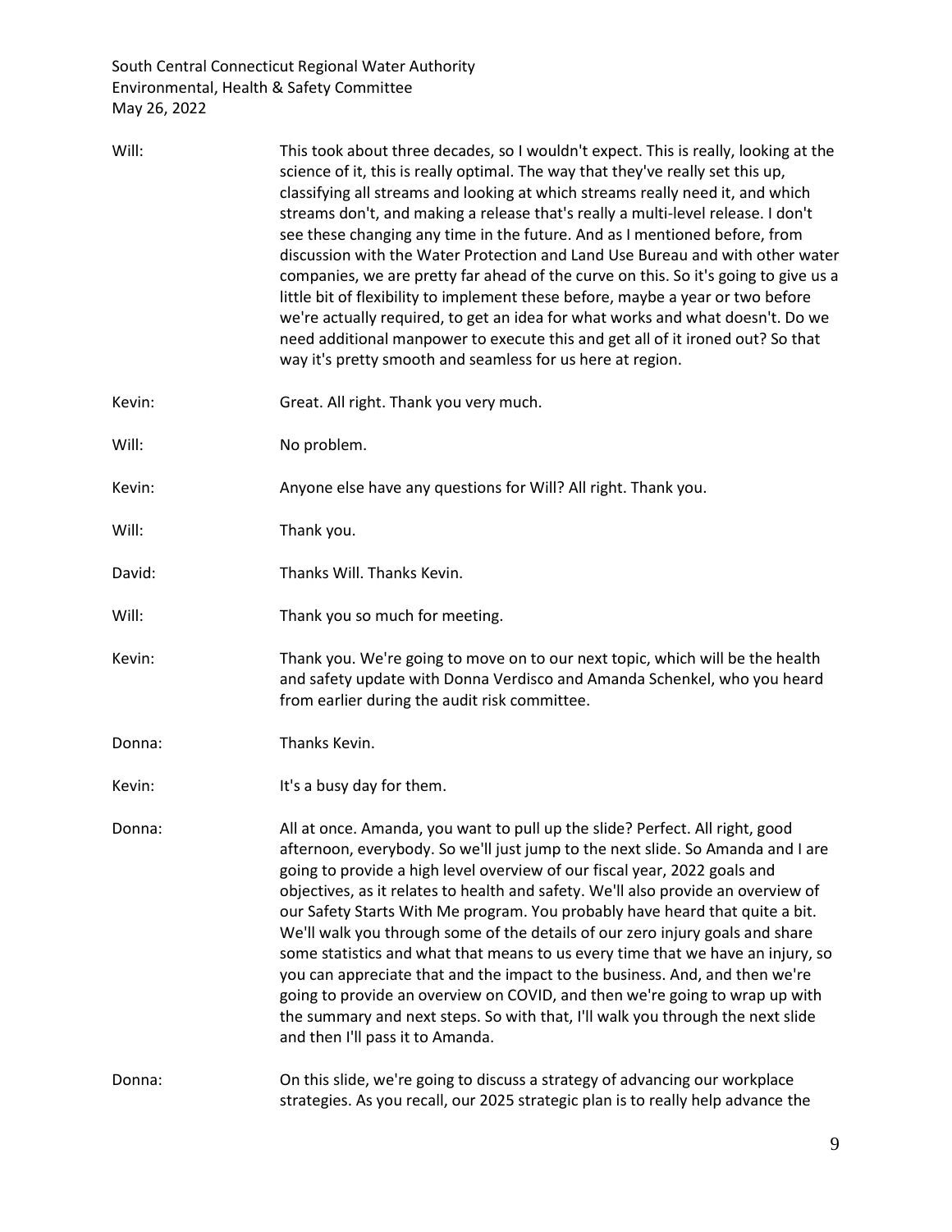Will: This took about three decades, so I wouldn't expect. This is really, looking at the science of it, this is really optimal. The way that they've really set this up, classifying all streams and looking at which streams really need it, and which streams don't, and making a release that's really a multi-level release. I don't see these changing any time in the future. And as I mentioned before, from discussion with the Water Protection and Land Use Bureau and with other water companies, we are pretty far ahead of the curve on this. So it's going to give us a little bit of flexibility to implement these before, maybe a year or two before we're actually required, to get an idea for what works and what doesn't. Do we need additional manpower to execute this and get all of it ironed out? So that way it's pretty smooth and seamless for us here at region.

Kevin: Great. All right. Thank you very much.

Will: No problem.

Kevin: Anyone else have any questions for Will? All right. Thank you.

Will: Thank you.

David: Thanks Will. Thanks Kevin.

Will: Thank you so much for meeting.

Kevin: Thank you. We're going to move on to our next topic, which will be the health and safety update with Donna Verdisco and Amanda Schenkel, who you heard from earlier during the audit risk committee.

Donna: Thanks Kevin.

Kevin: It's a busy day for them.

Donna: All at once. Amanda, you want to pull up the slide? Perfect. All right, good afternoon, everybody. So we'll just jump to the next slide. So Amanda and I are going to provide a high level overview of our fiscal year, 2022 goals and objectives, as it relates to health and safety. We'll also provide an overview of our Safety Starts With Me program. You probably have heard that quite a bit. We'll walk you through some of the details of our zero injury goals and share some statistics and what that means to us every time that we have an injury, so you can appreciate that and the impact to the business. And, and then we're going to provide an overview on COVID, and then we're going to wrap up with the summary and next steps. So with that, I'll walk you through the next slide and then I'll pass it to Amanda.

Donna: On this slide, we're going to discuss a strategy of advancing our workplace strategies. As you recall, our 2025 strategic plan is to really help advance the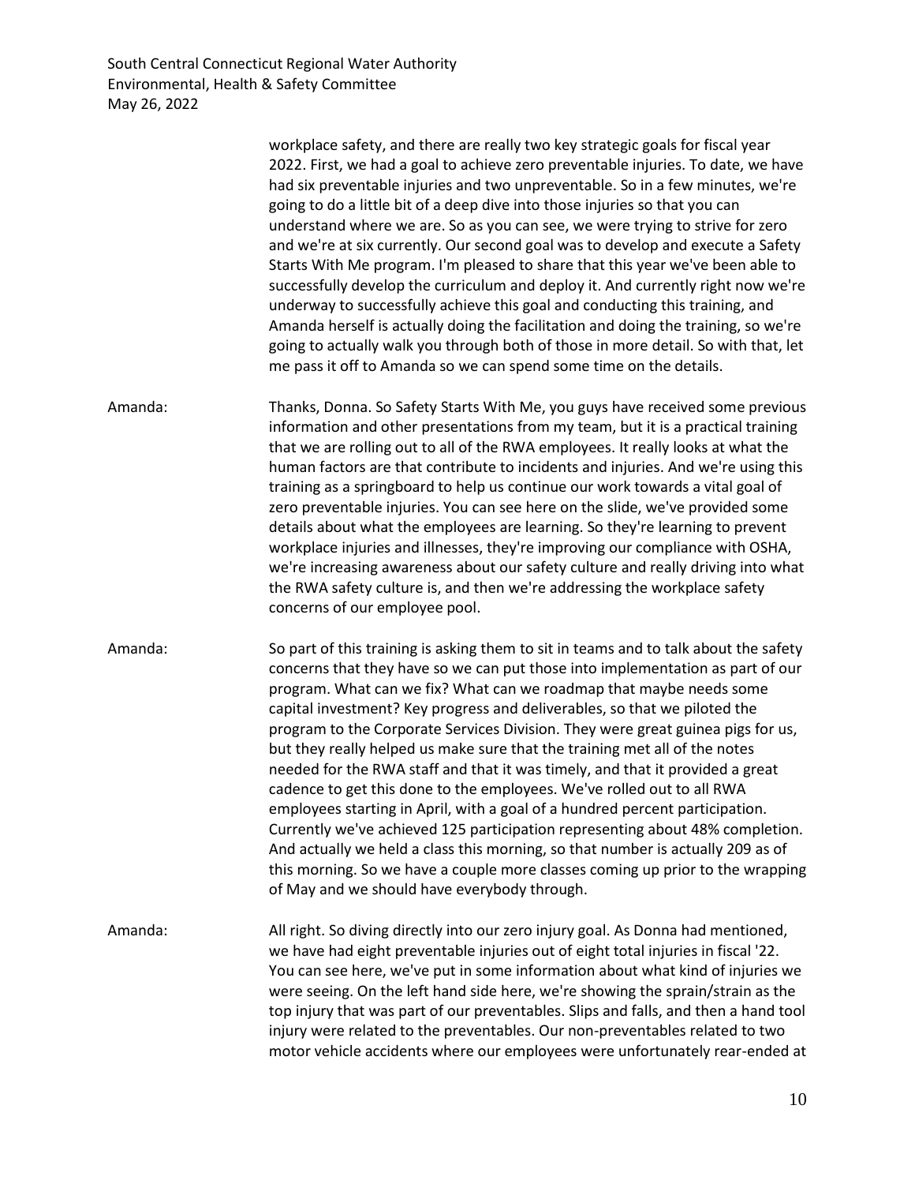workplace safety, and there are really two key strategic goals for fiscal year 2022. First, we had a goal to achieve zero preventable injuries. To date, we have had six preventable injuries and two unpreventable. So in a few minutes, we're going to do a little bit of a deep dive into those injuries so that you can understand where we are. So as you can see, we were trying to strive for zero and we're at six currently. Our second goal was to develop and execute a Safety Starts With Me program. I'm pleased to share that this year we've been able to successfully develop the curriculum and deploy it. And currently right now we're underway to successfully achieve this goal and conducting this training, and Amanda herself is actually doing the facilitation and doing the training, so we're going to actually walk you through both of those in more detail. So with that, let me pass it off to Amanda so we can spend some time on the details.

Amanda: Thanks, Donna. So Safety Starts With Me, you guys have received some previous information and other presentations from my team, but it is a practical training that we are rolling out to all of the RWA employees. It really looks at what the human factors are that contribute to incidents and injuries. And we're using this training as a springboard to help us continue our work towards a vital goal of zero preventable injuries. You can see here on the slide, we've provided some details about what the employees are learning. So they're learning to prevent workplace injuries and illnesses, they're improving our compliance with OSHA, we're increasing awareness about our safety culture and really driving into what the RWA safety culture is, and then we're addressing the workplace safety concerns of our employee pool.

Amanda: So part of this training is asking them to sit in teams and to talk about the safety concerns that they have so we can put those into implementation as part of our program. What can we fix? What can we roadmap that maybe needs some capital investment? Key progress and deliverables, so that we piloted the program to the Corporate Services Division. They were great guinea pigs for us, but they really helped us make sure that the training met all of the notes needed for the RWA staff and that it was timely, and that it provided a great cadence to get this done to the employees. We've rolled out to all RWA employees starting in April, with a goal of a hundred percent participation. Currently we've achieved 125 participation representing about 48% completion. And actually we held a class this morning, so that number is actually 209 as of this morning. So we have a couple more classes coming up prior to the wrapping of May and we should have everybody through.

Amanda: All right. So diving directly into our zero injury goal. As Donna had mentioned, we have had eight preventable injuries out of eight total injuries in fiscal '22. You can see here, we've put in some information about what kind of injuries we were seeing. On the left hand side here, we're showing the sprain/strain as the top injury that was part of our preventables. Slips and falls, and then a hand tool injury were related to the preventables. Our non-preventables related to two motor vehicle accidents where our employees were unfortunately rear-ended at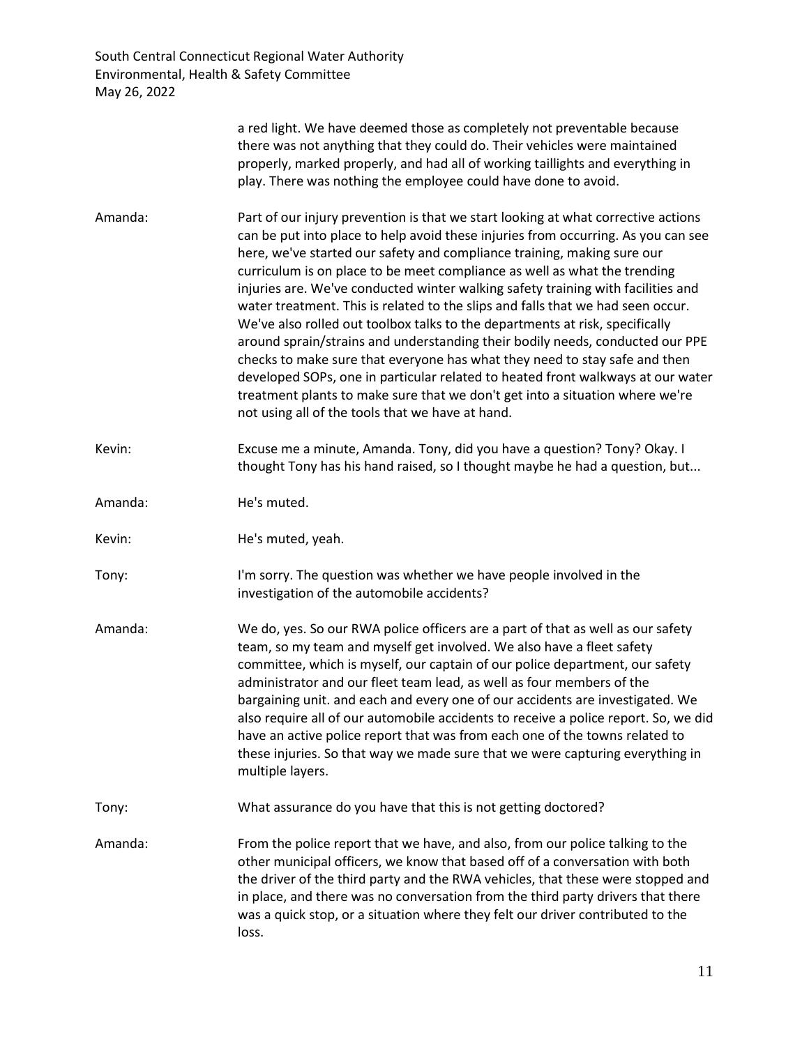a red light. We have deemed those as completely not preventable because there was not anything that they could do. Their vehicles were maintained properly, marked properly, and had all of working taillights and everything in play. There was nothing the employee could have done to avoid.

Amanda: Part of our injury prevention is that we start looking at what corrective actions can be put into place to help avoid these injuries from occurring. As you can see here, we've started our safety and compliance training, making sure our curriculum is on place to be meet compliance as well as what the trending injuries are. We've conducted winter walking safety training with facilities and water treatment. This is related to the slips and falls that we had seen occur. We've also rolled out toolbox talks to the departments at risk, specifically around sprain/strains and understanding their bodily needs, conducted our PPE checks to make sure that everyone has what they need to stay safe and then developed SOPs, one in particular related to heated front walkways at our water treatment plants to make sure that we don't get into a situation where we're not using all of the tools that we have at hand.

Kevin: Excuse me a minute, Amanda. Tony, did you have a question? Tony? Okay. I thought Tony has his hand raised, so I thought maybe he had a question, but...

Amanda: He's muted.

Kevin: He's muted, yeah.

Tony: I'm sorry. The question was whether we have people involved in the investigation of the automobile accidents?

Amanda: We do, yes. So our RWA police officers are a part of that as well as our safety team, so my team and myself get involved. We also have a fleet safety committee, which is myself, our captain of our police department, our safety administrator and our fleet team lead, as well as four members of the bargaining unit. and each and every one of our accidents are investigated. We also require all of our automobile accidents to receive a police report. So, we did have an active police report that was from each one of the towns related to these injuries. So that way we made sure that we were capturing everything in multiple layers.

Tony: What assurance do you have that this is not getting doctored?

Amanda: From the police report that we have, and also, from our police talking to the other municipal officers, we know that based off of a conversation with both the driver of the third party and the RWA vehicles, that these were stopped and in place, and there was no conversation from the third party drivers that there was a quick stop, or a situation where they felt our driver contributed to the loss.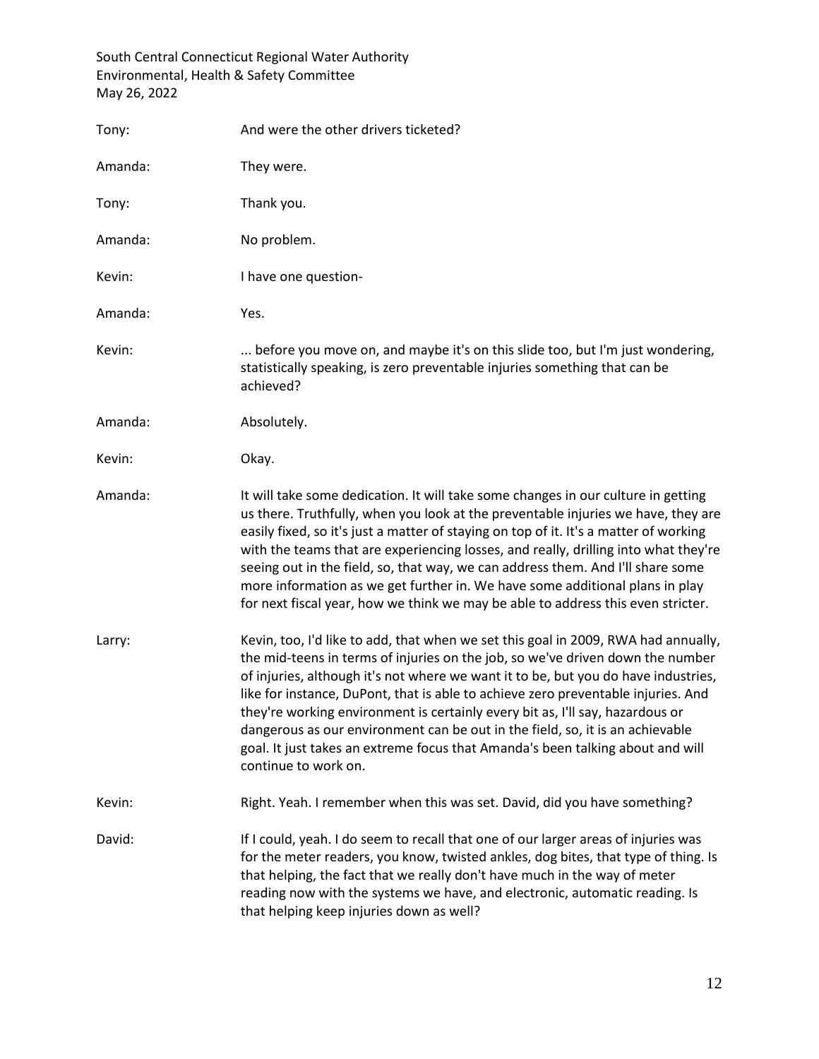Tony: And were the other drivers ticketed?

Amanda: They were.

Tony: Thank you.

Amanda: No problem.

Kevin: I have one question-

Amanda: Yes.

Kevin: ... before you move on, and maybe it's on this slide too, but I'm just wondering, statistically speaking, is zero preventable injuries something that can be achieved?

Amanda: Absolutely.

Kevin: Okay.

Amanda: It will take some dedication. It will take some changes in our culture in getting us there. Truthfully, when you look at the preventable injuries we have, they are easily fixed, so it's just a matter of staying on top of it. It's a matter of working with the teams that are experiencing losses, and really, drilling into what they're seeing out in the field, so, that way, we can address them. And I'll share some more information as we get further in. We have some additional plans in play for next fiscal year, how we think we may be able to address this even stricter.

Larry: Kevin, too, I'd like to add, that when we set this goal in 2009, RWA had annually, the mid-teens in terms of injuries on the job, so we've driven down the number of injuries, although it's not where we want it to be, but you do have industries, like for instance, DuPont, that is able to achieve zero preventable injuries. And they're working environment is certainly every bit as, I'll say, hazardous or dangerous as our environment can be out in the field, so, it is an achievable goal. It just takes an extreme focus that Amanda's been talking about and will continue to work on.

Kevin: Right. Yeah. I remember when this was set. David, did you have something?

David: If I could, yeah. I do seem to recall that one of our larger areas of injuries was for the meter readers, you know, twisted ankles, dog bites, that type of thing. Is that helping, the fact that we really don't have much in the way of meter reading now with the systems we have, and electronic, automatic reading. Is that helping keep injuries down as well?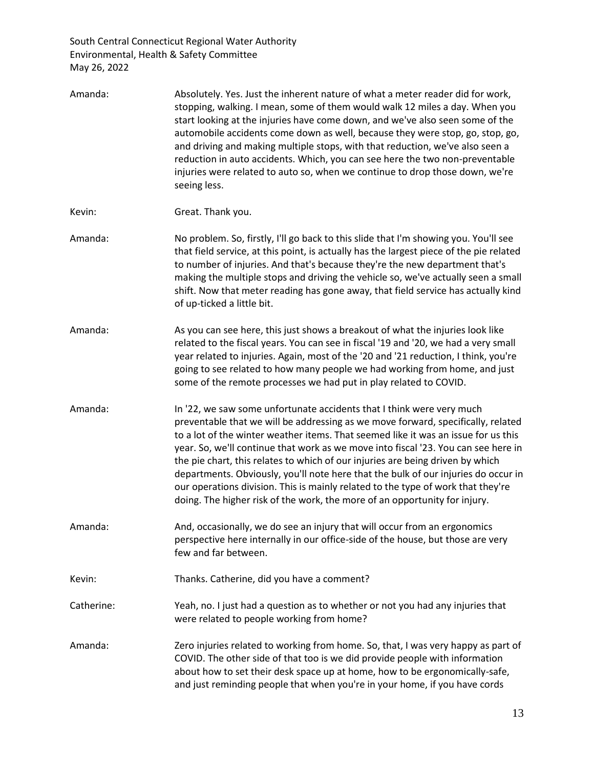Amanda: Absolutely. Yes. Just the inherent nature of what a meter reader did for work, stopping, walking. I mean, some of them would walk 12 miles a day. When you start looking at the injuries have come down, and we've also seen some of the automobile accidents come down as well, because they were stop, go, stop, go, and driving and making multiple stops, with that reduction, we've also seen a reduction in auto accidents. Which, you can see here the two non-preventable injuries were related to auto so, when we continue to drop those down, we're seeing less.

Kevin: Great. Thank you.

Amanda: No problem. So, firstly, I'll go back to this slide that I'm showing you. You'll see that field service, at this point, is actually has the largest piece of the pie related to number of injuries. And that's because they're the new department that's making the multiple stops and driving the vehicle so, we've actually seen a small shift. Now that meter reading has gone away, that field service has actually kind of up-ticked a little bit.

Amanda: As you can see here, this just shows a breakout of what the injuries look like related to the fiscal years. You can see in fiscal '19 and '20, we had a very small year related to injuries. Again, most of the '20 and '21 reduction, I think, you're going to see related to how many people we had working from home, and just some of the remote processes we had put in play related to COVID.

Amanda: In '22, we saw some unfortunate accidents that I think were very much preventable that we will be addressing as we move forward, specifically, related to a lot of the winter weather items. That seemed like it was an issue for us this year. So, we'll continue that work as we move into fiscal '23. You can see here in the pie chart, this relates to which of our injuries are being driven by which departments. Obviously, you'll note here that the bulk of our injuries do occur in our operations division. This is mainly related to the type of work that they're doing. The higher risk of the work, the more of an opportunity for injury.

Amanda: And, occasionally, we do see an injury that will occur from an ergonomics perspective here internally in our office-side of the house, but those are very few and far between.

Kevin: Thanks. Catherine, did you have a comment?

Catherine: Yeah, no. I just had a question as to whether or not you had any injuries that were related to people working from home?

Amanda: Zero injuries related to working from home. So, that, I was very happy as part of COVID. The other side of that too is we did provide people with information about how to set their desk space up at home, how to be ergonomically-safe, and just reminding people that when you're in your home, if you have cords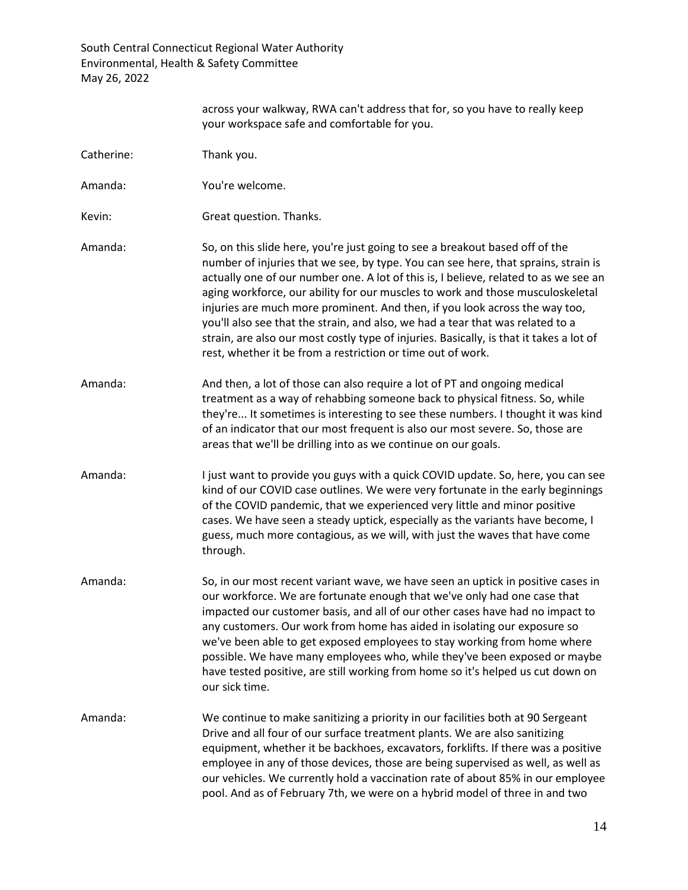across your walkway, RWA can't address that for, so you have to really keep your workspace safe and comfortable for you.

Catherine: Thank you.

Amanda: You're welcome.

Kevin: Great question. Thanks.

Amanda: So, on this slide here, you're just going to see a breakout based off of the number of injuries that we see, by type. You can see here, that sprains, strain is actually one of our number one. A lot of this is, I believe, related to as we see an aging workforce, our ability for our muscles to work and those musculoskeletal injuries are much more prominent. And then, if you look across the way too, you'll also see that the strain, and also, we had a tear that was related to a strain, are also our most costly type of injuries. Basically, is that it takes a lot of rest, whether it be from a restriction or time out of work.

Amanda: And then, a lot of those can also require a lot of PT and ongoing medical treatment as a way of rehabbing someone back to physical fitness. So, while they're... It sometimes is interesting to see these numbers. I thought it was kind of an indicator that our most frequent is also our most severe. So, those are areas that we'll be drilling into as we continue on our goals.

Amanda: I just want to provide you guys with a quick COVID update. So, here, you can see kind of our COVID case outlines. We were very fortunate in the early beginnings of the COVID pandemic, that we experienced very little and minor positive cases. We have seen a steady uptick, especially as the variants have become, I guess, much more contagious, as we will, with just the waves that have come through.

Amanda: So, in our most recent variant wave, we have seen an uptick in positive cases in our workforce. We are fortunate enough that we've only had one case that impacted our customer basis, and all of our other cases have had no impact to any customers. Our work from home has aided in isolating our exposure so we've been able to get exposed employees to stay working from home where possible. We have many employees who, while they've been exposed or maybe have tested positive, are still working from home so it's helped us cut down on our sick time.

Amanda: We continue to make sanitizing a priority in our facilities both at 90 Sergeant Drive and all four of our surface treatment plants. We are also sanitizing equipment, whether it be backhoes, excavators, forklifts. If there was a positive employee in any of those devices, those are being supervised as well, as well as our vehicles. We currently hold a vaccination rate of about 85% in our employee pool. And as of February 7th, we were on a hybrid model of three in and two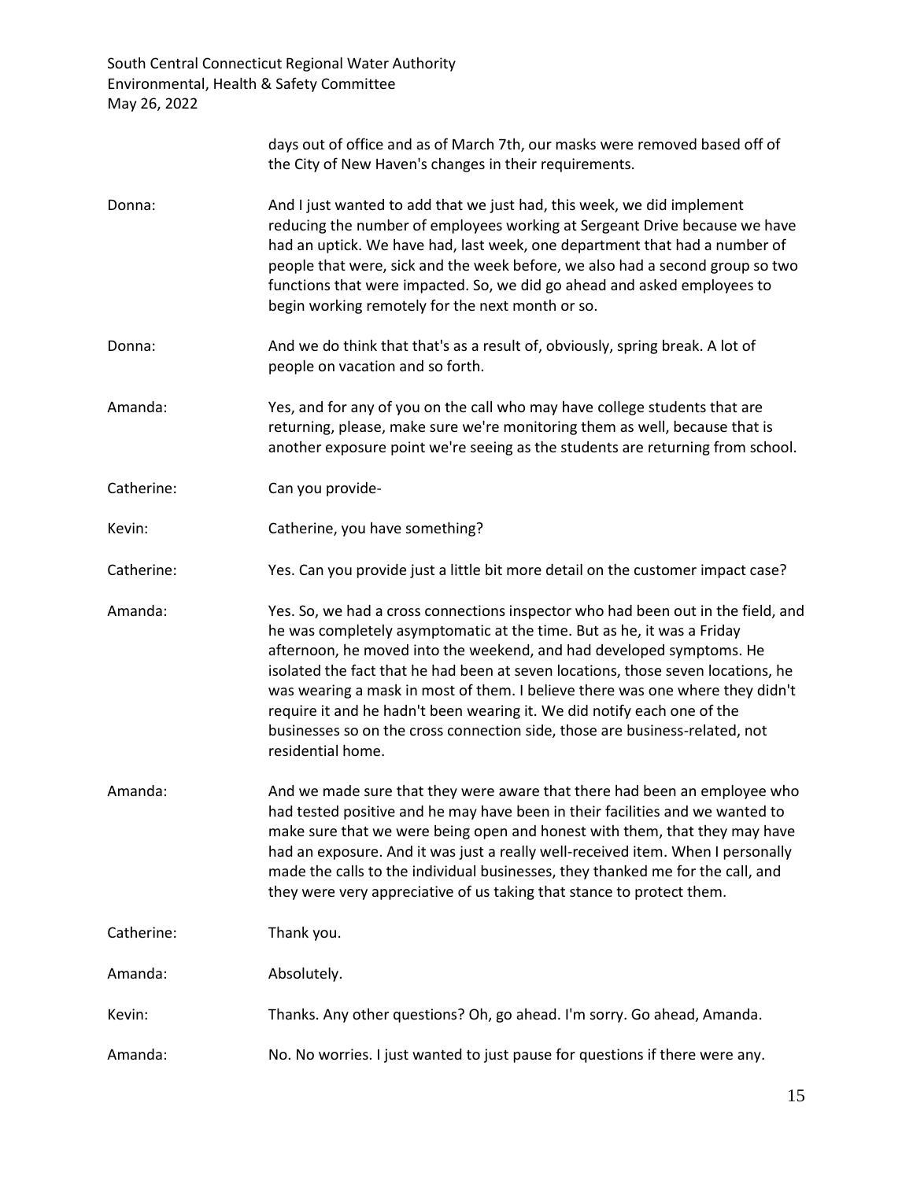days out of office and as of March 7th, our masks were removed based off of the City of New Haven's changes in their requirements.

Donna: And I just wanted to add that we just had, this week, we did implement reducing the number of employees working at Sergeant Drive because we have had an uptick. We have had, last week, one department that had a number of people that were, sick and the week before, we also had a second group so two functions that were impacted. So, we did go ahead and asked employees to begin working remotely for the next month or so.

Donna: And we do think that that's as a result of, obviously, spring break. A lot of people on vacation and so forth.

Amanda: Yes, and for any of you on the call who may have college students that are returning, please, make sure we're monitoring them as well, because that is another exposure point we're seeing as the students are returning from school.

Catherine: Can you provide-

Kevin: Catherine, you have something?

Catherine: Yes. Can you provide just a little bit more detail on the customer impact case?

Amanda: Yes. So, we had a cross connections inspector who had been out in the field, and he was completely asymptomatic at the time. But as he, it was a Friday afternoon, he moved into the weekend, and had developed symptoms. He isolated the fact that he had been at seven locations, those seven locations, he was wearing a mask in most of them. I believe there was one where they didn't require it and he hadn't been wearing it. We did notify each one of the businesses so on the cross connection side, those are business-related, not residential home.

Amanda: And we made sure that they were aware that there had been an employee who had tested positive and he may have been in their facilities and we wanted to make sure that we were being open and honest with them, that they may have had an exposure. And it was just a really well-received item. When I personally made the calls to the individual businesses, they thanked me for the call, and they were very appreciative of us taking that stance to protect them.

Catherine: Thank you.

Amanda: Absolutely.

Kevin: Thanks. Any other questions? Oh, go ahead. I'm sorry. Go ahead, Amanda.

Amanda: No. No worries. I just wanted to just pause for questions if there were any.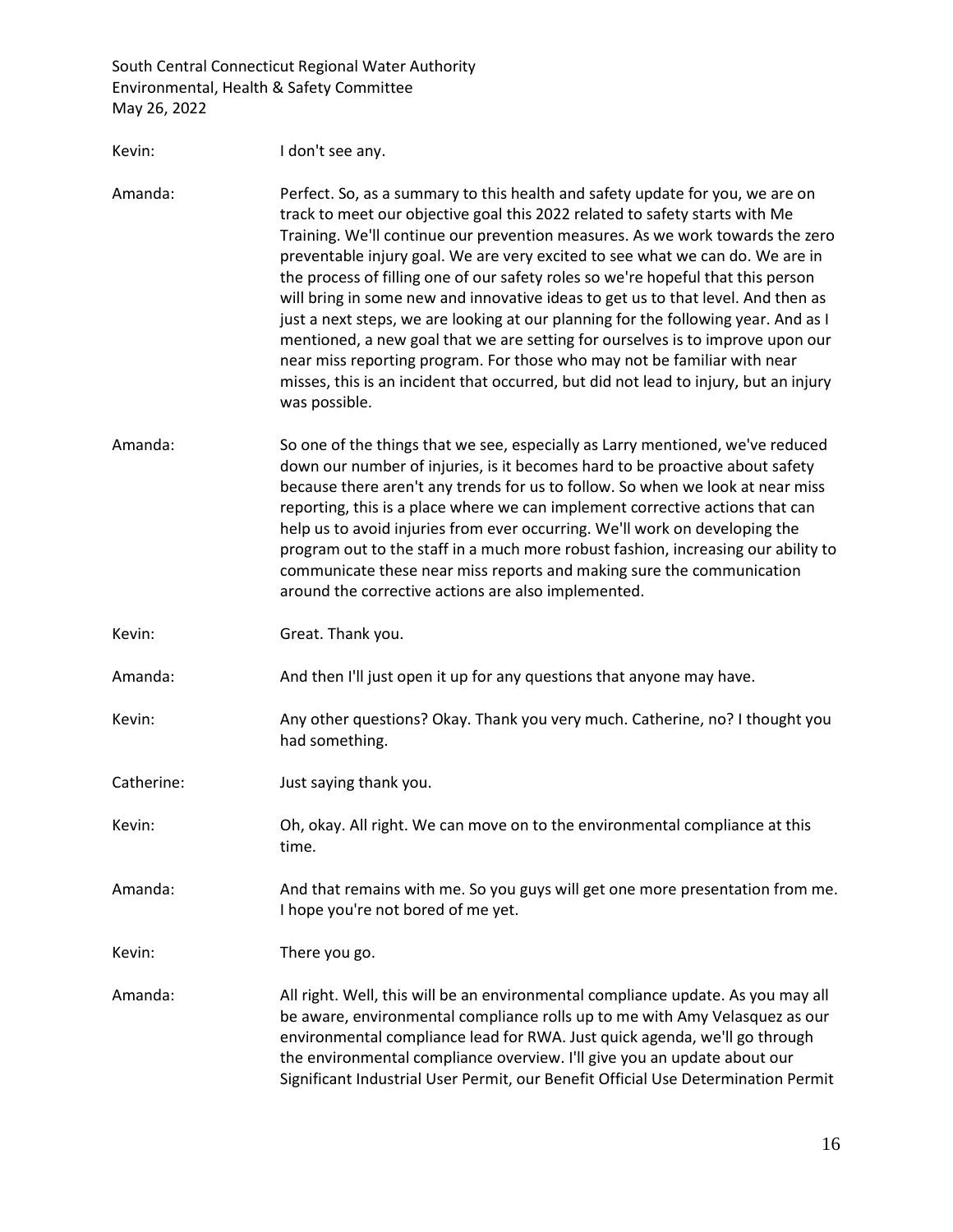Kevin: I don't see any.

Amanda: Perfect. So, as a summary to this health and safety update for you, we are on track to meet our objective goal this 2022 related to safety starts with Me Training. We'll continue our prevention measures. As we work towards the zero preventable injury goal. We are very excited to see what we can do. We are in the process of filling one of our safety roles so we're hopeful that this person will bring in some new and innovative ideas to get us to that level. And then as just a next steps, we are looking at our planning for the following year. And as I mentioned, a new goal that we are setting for ourselves is to improve upon our near miss reporting program. For those who may not be familiar with near misses, this is an incident that occurred, but did not lead to injury, but an injury was possible.

Amanda: So one of the things that we see, especially as Larry mentioned, we've reduced down our number of injuries, is it becomes hard to be proactive about safety because there aren't any trends for us to follow. So when we look at near miss reporting, this is a place where we can implement corrective actions that can help us to avoid injuries from ever occurring. We'll work on developing the program out to the staff in a much more robust fashion, increasing our ability to communicate these near miss reports and making sure the communication around the corrective actions are also implemented.

Kevin: Great. Thank you.

Amanda: And then I'll just open it up for any questions that anyone may have.

Kevin: Any other questions? Okay. Thank you very much. Catherine, no? I thought you had something.

Catherine: Just saying thank you.

Kevin: Oh, okay. All right. We can move on to the environmental compliance at this time.

Amanda: And that remains with me. So you guys will get one more presentation from me. I hope you're not bored of me yet.

Kevin: There you go.

Amanda: All right. Well, this will be an environmental compliance update. As you may all be aware, environmental compliance rolls up to me with Amy Velasquez as our environmental compliance lead for RWA. Just quick agenda, we'll go through the environmental compliance overview. I'll give you an update about our Significant Industrial User Permit, our Benefit Official Use Determination Permit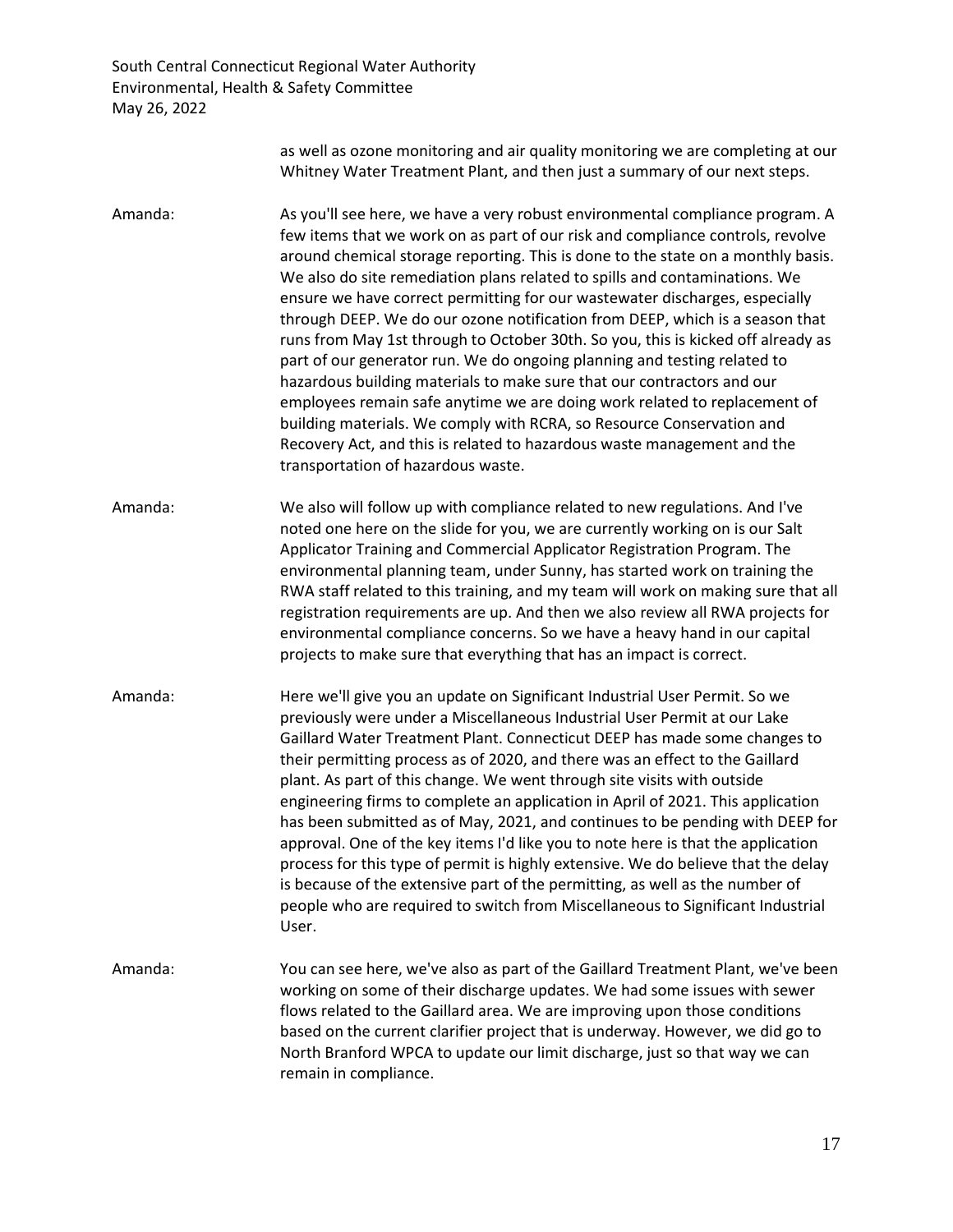as well as ozone monitoring and air quality monitoring we are completing at our Whitney Water Treatment Plant, and then just a summary of our next steps.

Amanda: As you'll see here, we have a very robust environmental compliance program. A few items that we work on as part of our risk and compliance controls, revolve around chemical storage reporting. This is done to the state on a monthly basis. We also do site remediation plans related to spills and contaminations. We ensure we have correct permitting for our wastewater discharges, especially through DEEP. We do our ozone notification from DEEP, which is a season that runs from May 1st through to October 30th. So you, this is kicked off already as part of our generator run. We do ongoing planning and testing related to hazardous building materials to make sure that our contractors and our employees remain safe anytime we are doing work related to replacement of building materials. We comply with RCRA, so Resource Conservation and Recovery Act, and this is related to hazardous waste management and the transportation of hazardous waste.

Amanda: We also will follow up with compliance related to new regulations. And I've noted one here on the slide for you, we are currently working on is our Salt Applicator Training and Commercial Applicator Registration Program. The environmental planning team, under Sunny, has started work on training the RWA staff related to this training, and my team will work on making sure that all registration requirements are up. And then we also review all RWA projects for environmental compliance concerns. So we have a heavy hand in our capital projects to make sure that everything that has an impact is correct.

Amanda: Here we'll give you an update on Significant Industrial User Permit. So we previously were under a Miscellaneous Industrial User Permit at our Lake Gaillard Water Treatment Plant. Connecticut DEEP has made some changes to their permitting process as of 2020, and there was an effect to the Gaillard plant. As part of this change. We went through site visits with outside engineering firms to complete an application in April of 2021. This application has been submitted as of May, 2021, and continues to be pending with DEEP for approval. One of the key items I'd like you to note here is that the application process for this type of permit is highly extensive. We do believe that the delay is because of the extensive part of the permitting, as well as the number of people who are required to switch from Miscellaneous to Significant Industrial User.

Amanda: You can see here, we've also as part of the Gaillard Treatment Plant, we've been working on some of their discharge updates. We had some issues with sewer flows related to the Gaillard area. We are improving upon those conditions based on the current clarifier project that is underway. However, we did go to North Branford WPCA to update our limit discharge, just so that way we can remain in compliance.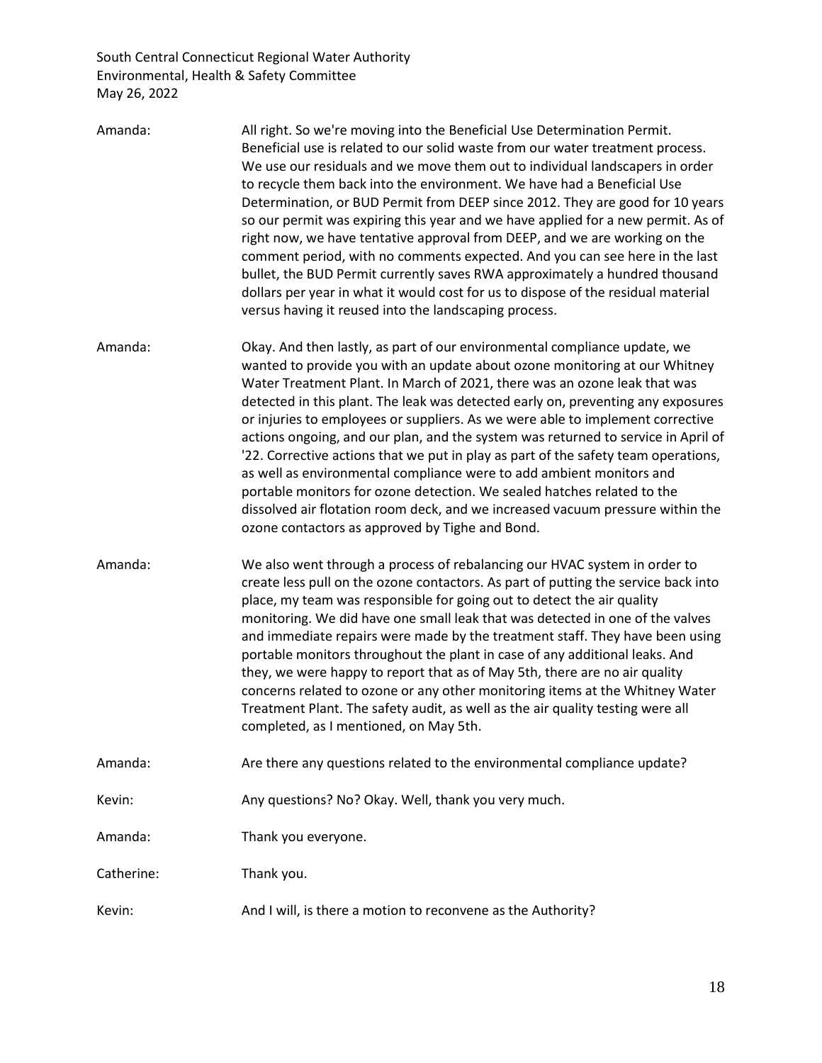Amanda: All right. So we're moving into the Beneficial Use Determination Permit. Beneficial use is related to our solid waste from our water treatment process. We use our residuals and we move them out to individual landscapers in order to recycle them back into the environment. We have had a Beneficial Use Determination, or BUD Permit from DEEP since 2012. They are good for 10 years so our permit was expiring this year and we have applied for a new permit. As of right now, we have tentative approval from DEEP, and we are working on the comment period, with no comments expected. And you can see here in the last bullet, the BUD Permit currently saves RWA approximately a hundred thousand dollars per year in what it would cost for us to dispose of the residual material versus having it reused into the landscaping process.

Amanda: Okay. And then lastly, as part of our environmental compliance update, we wanted to provide you with an update about ozone monitoring at our Whitney Water Treatment Plant. In March of 2021, there was an ozone leak that was detected in this plant. The leak was detected early on, preventing any exposures or injuries to employees or suppliers. As we were able to implement corrective actions ongoing, and our plan, and the system was returned to service in April of '22. Corrective actions that we put in play as part of the safety team operations, as well as environmental compliance were to add ambient monitors and portable monitors for ozone detection. We sealed hatches related to the dissolved air flotation room deck, and we increased vacuum pressure within the ozone contactors as approved by Tighe and Bond.

Amanda: We also went through a process of rebalancing our HVAC system in order to create less pull on the ozone contactors. As part of putting the service back into place, my team was responsible for going out to detect the air quality monitoring. We did have one small leak that was detected in one of the valves and immediate repairs were made by the treatment staff. They have been using portable monitors throughout the plant in case of any additional leaks. And they, we were happy to report that as of May 5th, there are no air quality concerns related to ozone or any other monitoring items at the Whitney Water Treatment Plant. The safety audit, as well as the air quality testing were all completed, as I mentioned, on May 5th.

Amanda: Are there any questions related to the environmental compliance update?

Kevin: Any questions? No? Okay. Well, thank you very much.

Amanda: Thank you everyone.

Catherine: Thank you.

Kevin: And I will, is there a motion to reconvene as the Authority?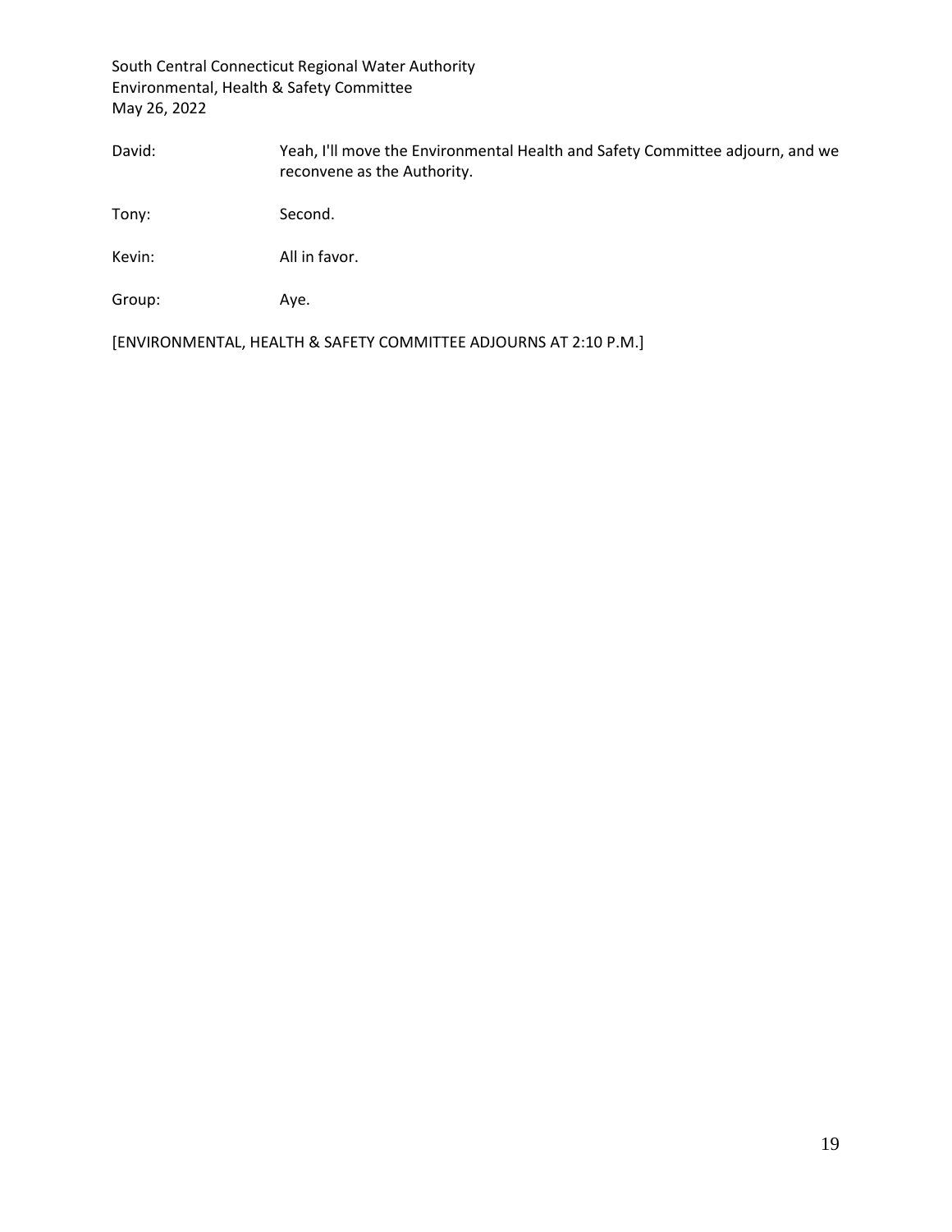David: Yeah, I'll move the Environmental Health and Safety Committee adjourn, and we reconvene as the Authority.

Tony: Second.

Kevin: All in favor.

Group: Aye.

[ENVIRONMENTAL, HEALTH & SAFETY COMMITTEE ADJOURNS AT 2:10 P.M.]